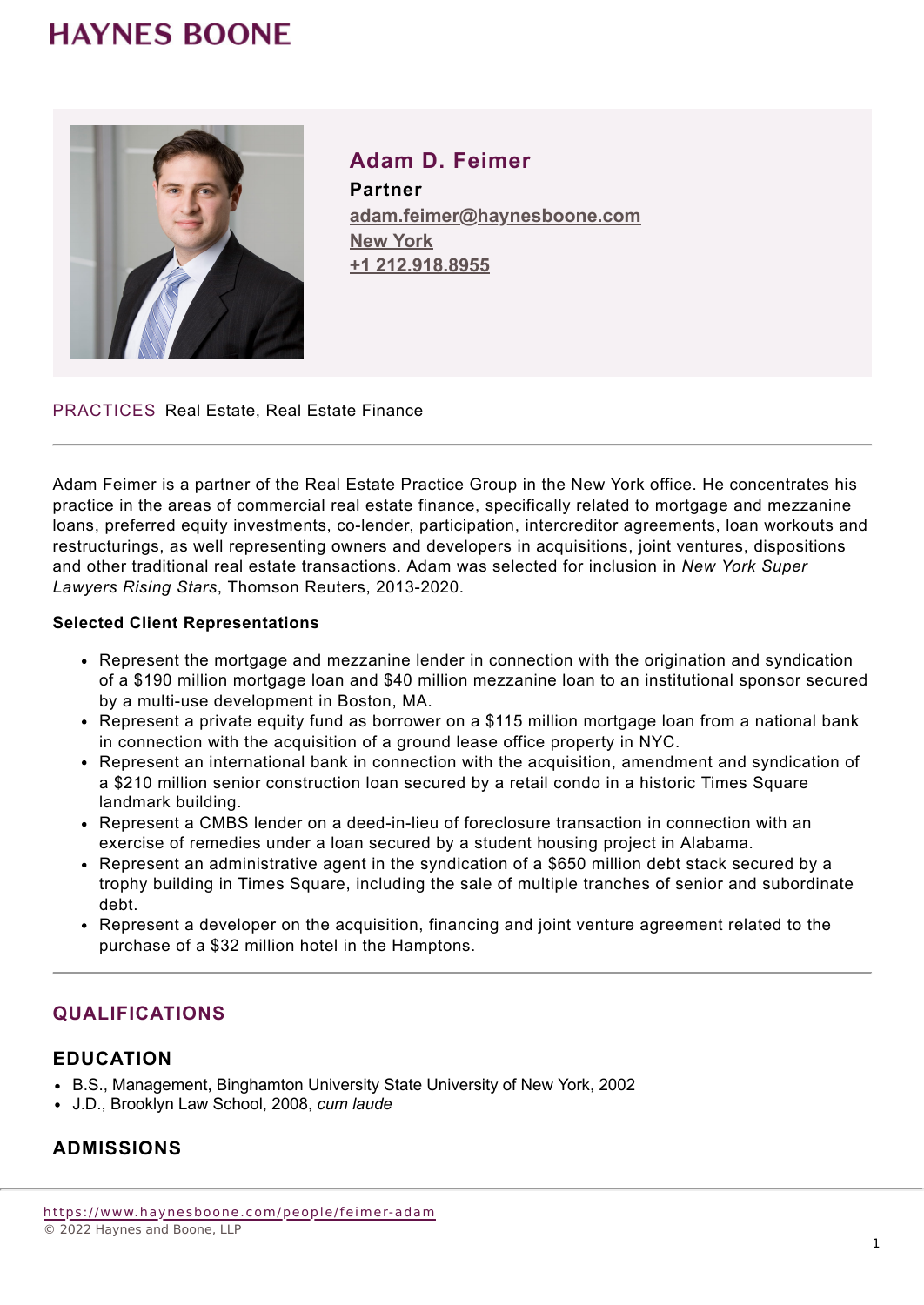HAYNES BOONE

# Adam D. Feimer

**Partner**

adam.feimer@haynesboone.com

New York

+1 212.918.8955

PRACTICES Real Estate, Real Estate Finance

---

Adam Feimer is a partner of the Real Estate Practice Group in the New York office. He concentrates his practice in the areas of commercial real estate finance, specifically related to mortgage and mezzanine loans, preferred equity investments, co-lender, participation, intercreditor agreements, loan workouts and restructurings, as well representing owners and developers in acquisitions, joint ventures, dispositions and other traditional real estate transactions. Adam was selected for inclusion in *New York Super Lawyers Rising Stars*, Thomson Reuters, 2013-2020.

**Selected Client Representations**

- Represent the mortgage and mezzanine lender in connection with the origination and syndication of a $190 million mortgage loan and $40 million mezzanine loan to an institutional sponsor secured by a multi-use development in Boston, MA.
- Represent a private equity fund as borrower on a $115 million mortgage loan from a national bank in connection with the acquisition of a ground lease office property in NYC.
- Represent an international bank in connection with the acquisition, amendment and syndication of a $210 million senior construction loan secured by a retail condo in a historic Times Square landmark building.
- Represent a CMBS lender on a deed-in-lieu of foreclosure transaction in connection with an exercise of remedies under a loan secured by a student housing project in Alabama.
- Represent an administrative agent in the syndication of a $650 million debt stack secured by a trophy building in Times Square, including the sale of multiple tranches of senior and subordinate debt.
- Represent a developer on the acquisition, financing and joint venture agreement related to the purchase of a $32 million hotel in the Hamptons.

---

## QUALIFICATIONS

### EDUCATION

- B.S., Management, Binghamton University State University of New York, 2002
- J.D., Brooklyn Law School, 2008, *cum laude*

### ADMISSIONS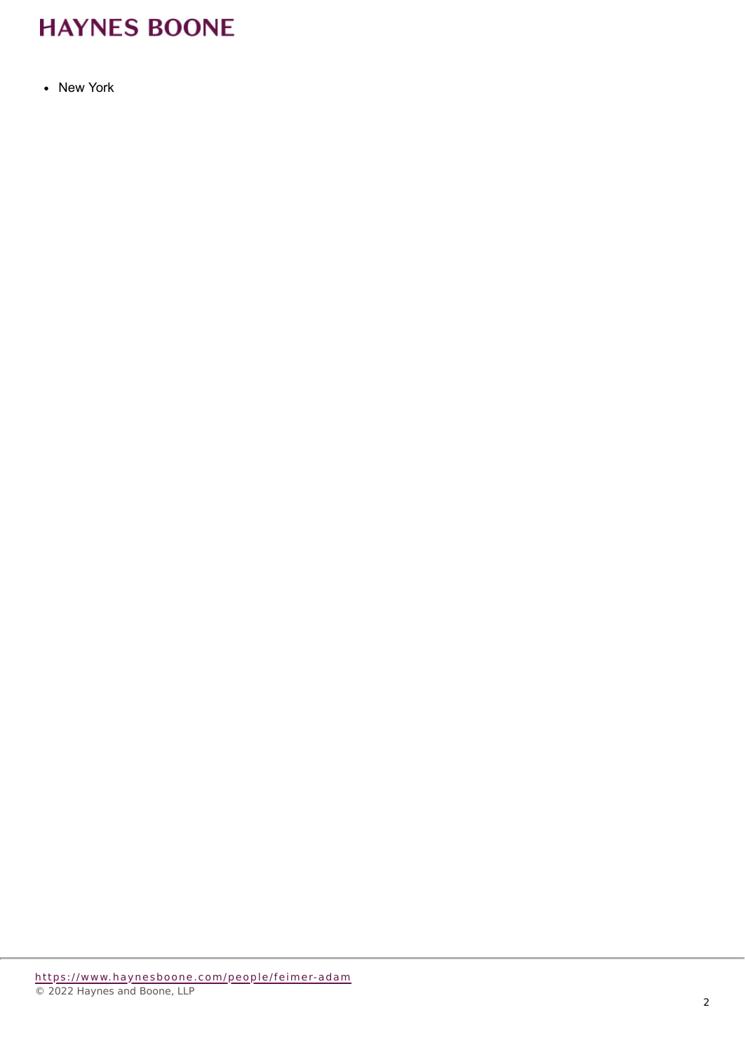- New York